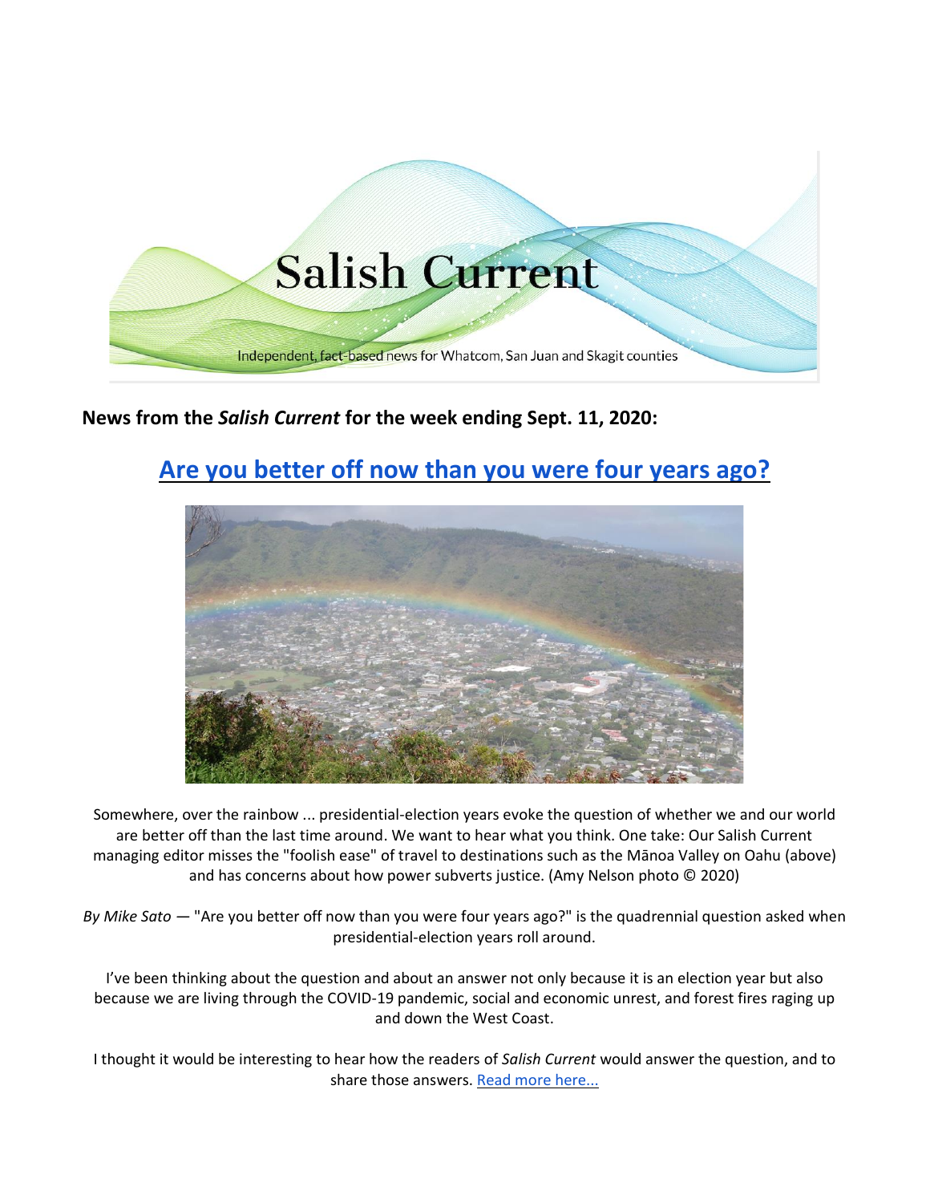Salish Current

Independent, fact-based news for Whatcom, San Juan and Skagit counties

**News from the *Salish Current* for the week ending Sept. 11, 2020:**

## Are you better off now than you were four years ago?

Somewhere, over the rainbow ... presidential-election years evoke the question of whether we and our world are better off than the last time around. We want to hear what you think. One take: Our Salish Current managing editor misses the "foolish ease" of travel to destinations such as the Mānoa Valley on Oahu (above) and has concerns about how power subverts justice. (Amy Nelson photo © 2020)

*By Mike Sato* — "Are you better off now than you were four years ago?" is the quadrennial question asked when presidential-election years roll around.

I've been thinking about the question and about an answer not only because it is an election year but also because we are living through the COVID-19 pandemic, social and economic unrest, and forest fires raging up and down the West Coast.

I thought it would be interesting to hear how the readers of *Salish Current* would answer the question, and to share those answers. Read more here...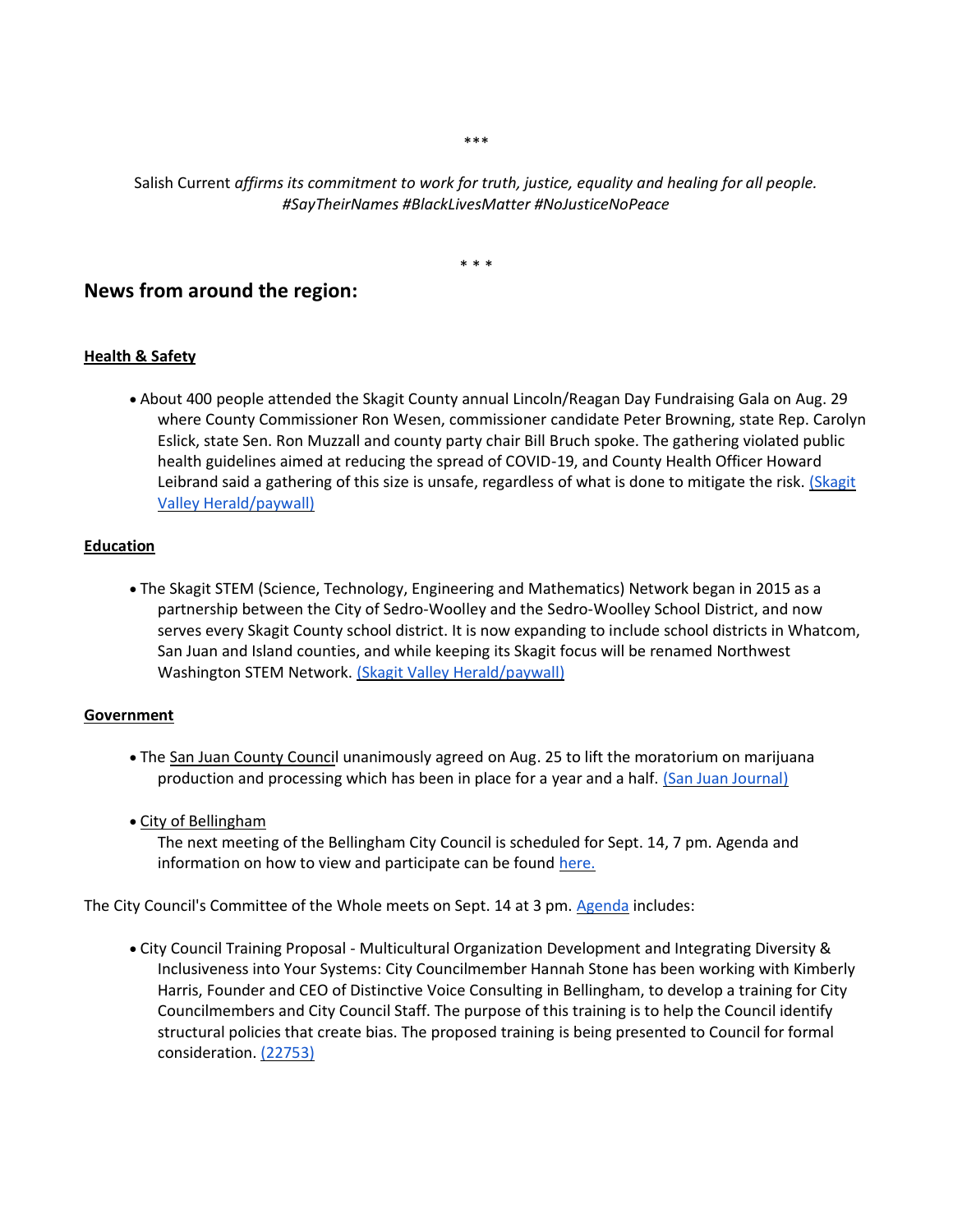\*\*\*

Salish Current *affirms its commitment to work for truth, justice, equality and healing for all people. #SayTheirNames #BlackLivesMatter #NoJusticeNoPeace*

\* \* \*

## News from around the region:

**Health & Safety**

- About 400 people attended the Skagit County annual Lincoln/Reagan Day Fundraising Gala on Aug. 29 where County Commissioner Ron Wesen, commissioner candidate Peter Browning, state Rep. Carolyn Eslick, state Sen. Ron Muzzall and county party chair Bill Bruch spoke. The gathering violated public health guidelines aimed at reducing the spread of COVID-19, and County Health Officer Howard Leibrand said a gathering of this size is unsafe, regardless of what is done to mitigate the risk. (Skagit Valley Herald/paywall)

**Education**

- The Skagit STEM (Science, Technology, Engineering and Mathematics) Network began in 2015 as a partnership between the City of Sedro-Woolley and the Sedro-Woolley School District, and now serves every Skagit County school district. It is now expanding to include school districts in Whatcom, San Juan and Island counties, and while keeping its Skagit focus will be renamed Northwest Washington STEM Network. (Skagit Valley Herald/paywall)

**Government**

- The San Juan County Council unanimously agreed on Aug. 25 to lift the moratorium on marijuana production and processing which has been in place for a year and a half. (San Juan Journal)

- City of Bellingham
  The next meeting of the Bellingham City Council is scheduled for Sept. 14, 7 pm. Agenda and information on how to view and participate can be found here.

The City Council's Committee of the Whole meets on Sept. 14 at 3 pm. Agenda includes:

- City Council Training Proposal - Multicultural Organization Development and Integrating Diversity & Inclusiveness into Your Systems: City Councilmember Hannah Stone has been working with Kimberly Harris, Founder and CEO of Distinctive Voice Consulting in Bellingham, to develop a training for City Councilmembers and City Council Staff. The purpose of this training is to help the Council identify structural policies that create bias. The proposed training is being presented to Council for formal consideration. (22753)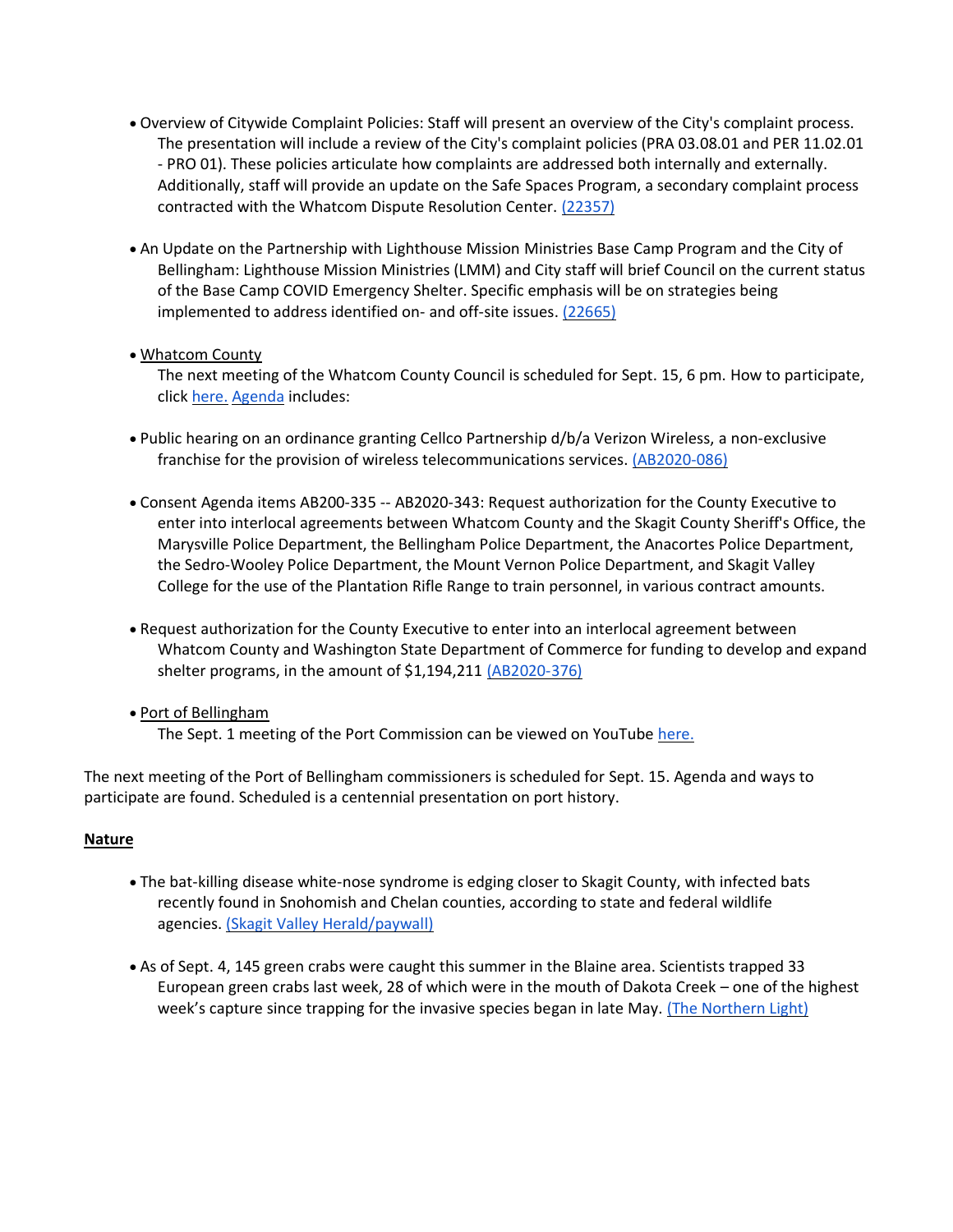- Overview of Citywide Complaint Policies: Staff will present an overview of the City's complaint process. The presentation will include a review of the City's complaint policies (PRA 03.08.01 and PER 11.02.01 - PRO 01). These policies articulate how complaints are addressed both internally and externally. Additionally, staff will provide an update on the Safe Spaces Program, a secondary complaint process contracted with the Whatcom Dispute Resolution Center. (22357)

- An Update on the Partnership with Lighthouse Mission Ministries Base Camp Program and the City of Bellingham: Lighthouse Mission Ministries (LMM) and City staff will brief Council on the current status of the Base Camp COVID Emergency Shelter. Specific emphasis will be on strategies being implemented to address identified on- and off-site issues. (22665)

- Whatcom County
  The next meeting of the Whatcom County Council is scheduled for Sept. 15, 6 pm. How to participate, click here. Agenda includes:

- Public hearing on an ordinance granting Cellco Partnership d/b/a Verizon Wireless, a non-exclusive franchise for the provision of wireless telecommunications services. (AB2020-086)

- Consent Agenda items AB200-335 -- AB2020-343: Request authorization for the County Executive to enter into interlocal agreements between Whatcom County and the Skagit County Sheriff's Office, the Marysville Police Department, the Bellingham Police Department, the Anacortes Police Department, the Sedro-Wooley Police Department, the Mount Vernon Police Department, and Skagit Valley College for the use of the Plantation Rifle Range to train personnel, in various contract amounts.

- Request authorization for the County Executive to enter into an interlocal agreement between Whatcom County and Washington State Department of Commerce for funding to develop and expand shelter programs, in the amount of $1,194,211 (AB2020-376)

- Port of Bellingham
  The Sept. 1 meeting of the Port Commission can be viewed on YouTube here.

The next meeting of the Port of Bellingham commissioners is scheduled for Sept. 15. Agenda and ways to participate are found. Scheduled is a centennial presentation on port history.

**Nature**

- The bat-killing disease white-nose syndrome is edging closer to Skagit County, with infected bats recently found in Snohomish and Chelan counties, according to state and federal wildlife agencies. (Skagit Valley Herald/paywall)

- As of Sept. 4, 145 green crabs were caught this summer in the Blaine area. Scientists trapped 33 European green crabs last week, 28 of which were in the mouth of Dakota Creek – one of the highest week's capture since trapping for the invasive species began in late May. (The Northern Light)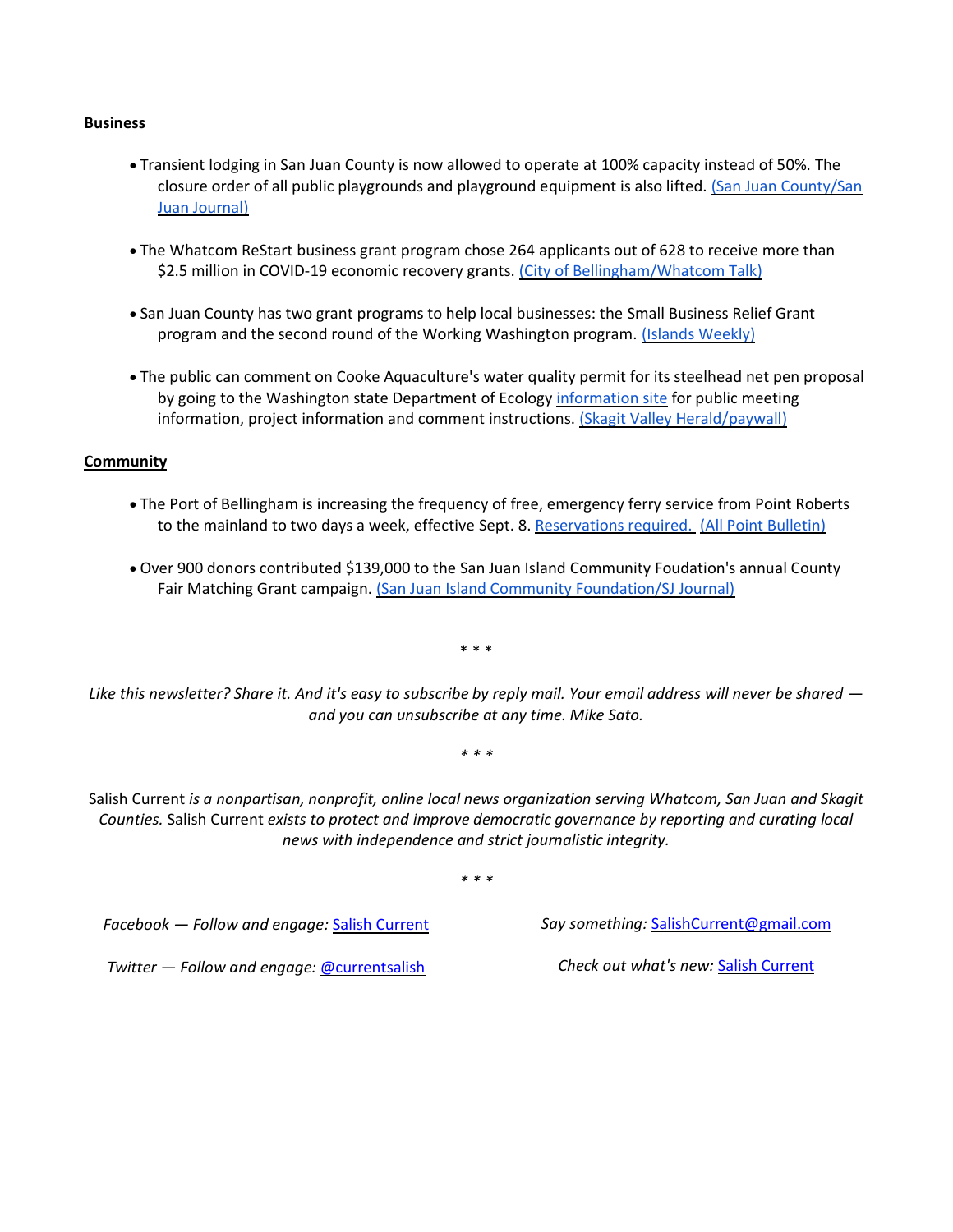**Business**

- Transient lodging in San Juan County is now allowed to operate at 100% capacity instead of 50%. The closure order of all public playgrounds and playground equipment is also lifted. (San Juan County/San Juan Journal)

- The Whatcom ReStart business grant program chose 264 applicants out of 628 to receive more than $2.5 million in COVID-19 economic recovery grants. (City of Bellingham/Whatcom Talk)

- San Juan County has two grant programs to help local businesses: the Small Business Relief Grant program and the second round of the Working Washington program. (Islands Weekly)

- The public can comment on Cooke Aquaculture's water quality permit for its steelhead net pen proposal by going to the Washington state Department of Ecology information site for public meeting information, project information and comment instructions. (Skagit Valley Herald/paywall)

**Community**

- The Port of Bellingham is increasing the frequency of free, emergency ferry service from Point Roberts to the mainland to two days a week, effective Sept. 8. Reservations required. (All Point Bulletin)

- Over 900 donors contributed $139,000 to the San Juan Island Community Foudation's annual County Fair Matching Grant campaign. (San Juan Island Community Foundation/SJ Journal)

\* \* \*

*Like this newsletter? Share it. And it's easy to subscribe by reply mail. Your email address will never be shared — and you can unsubscribe at any time. Mike Sato.*

\* \* \*

Salish Current *is a nonpartisan, nonprofit, online local news organization serving Whatcom, San Juan and Skagit Counties.* Salish Current *exists to protect and improve democratic governance by reporting and curating local news with independence and strict journalistic integrity.*

\* \* \*

*Facebook — Follow and engage:* Salish Current

*Twitter — Follow and engage:* @currentsalish

*Say something:* SalishCurrent@gmail.com

*Check out what's new:* Salish Current